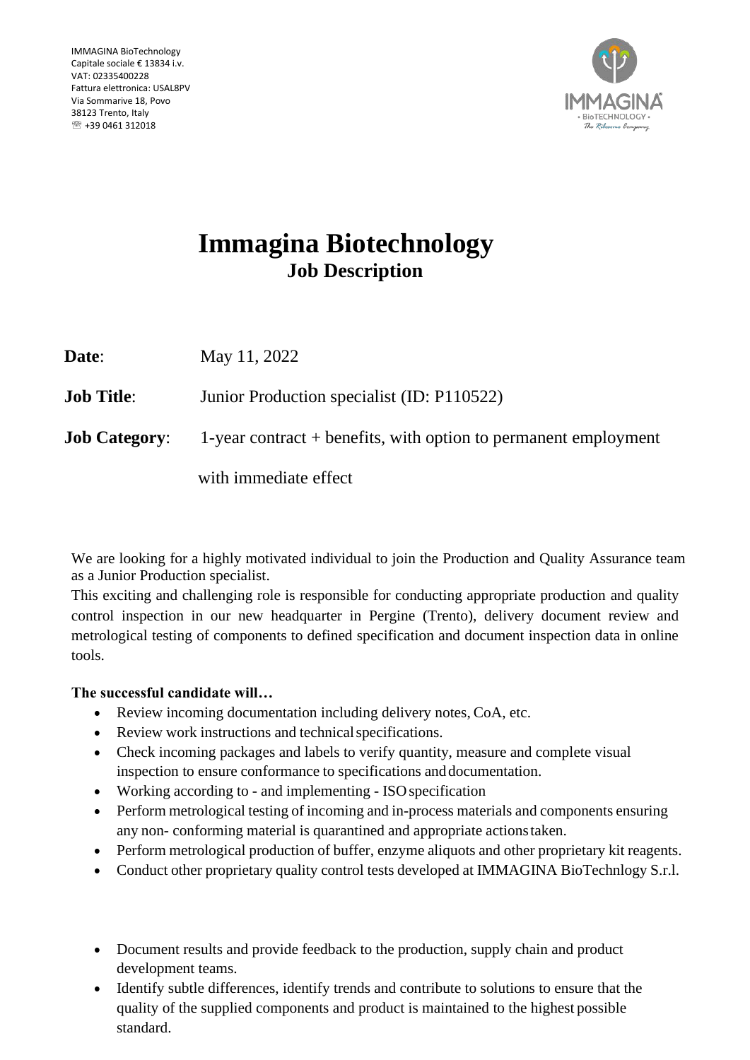IMMAGINA BioTechnology
Capitale sociale € 13834 i.v.
VAT: 02335400228
Fattura elettronica: USAL8PV
Via Sommarive 18, Povo
38123 Trento, Italy
☏ +39 0461 312018

# Immagina Biotechnology

## Job Description

**Date**: May 11, 2022

**Job Title**: Junior Production specialist (ID: P110522)

**Job Category**: 1-year contract + benefits, with option to permanent employment with immediate effect

We are looking for a highly motivated individual to join the Production and Quality Assurance team as a Junior Production specialist.

This exciting and challenging role is responsible for conducting appropriate production and quality control inspection in our new headquarter in Pergine (Trento), delivery document review and metrological testing of components to defined specification and document inspection data in online tools.

**The successful candidate will…**

- Review incoming documentation including delivery notes, CoA, etc.
- Review work instructions and technical specifications.
- Check incoming packages and labels to verify quantity, measure and complete visual inspection to ensure conformance to specifications and documentation.
- Working according to - and implementing - ISO specification
- Perform metrological testing of incoming and in-process materials and components ensuring any non- conforming material is quarantined and appropriate actions taken.
- Perform metrological production of buffer, enzyme aliquots and other proprietary kit reagents.
- Conduct other proprietary quality control tests developed at IMMAGINA BioTechnlogy S.r.l.

- Document results and provide feedback to the production, supply chain and product development teams.
- Identify subtle differences, identify trends and contribute to solutions to ensure that the quality of the supplied components and product is maintained to the highest possible standard.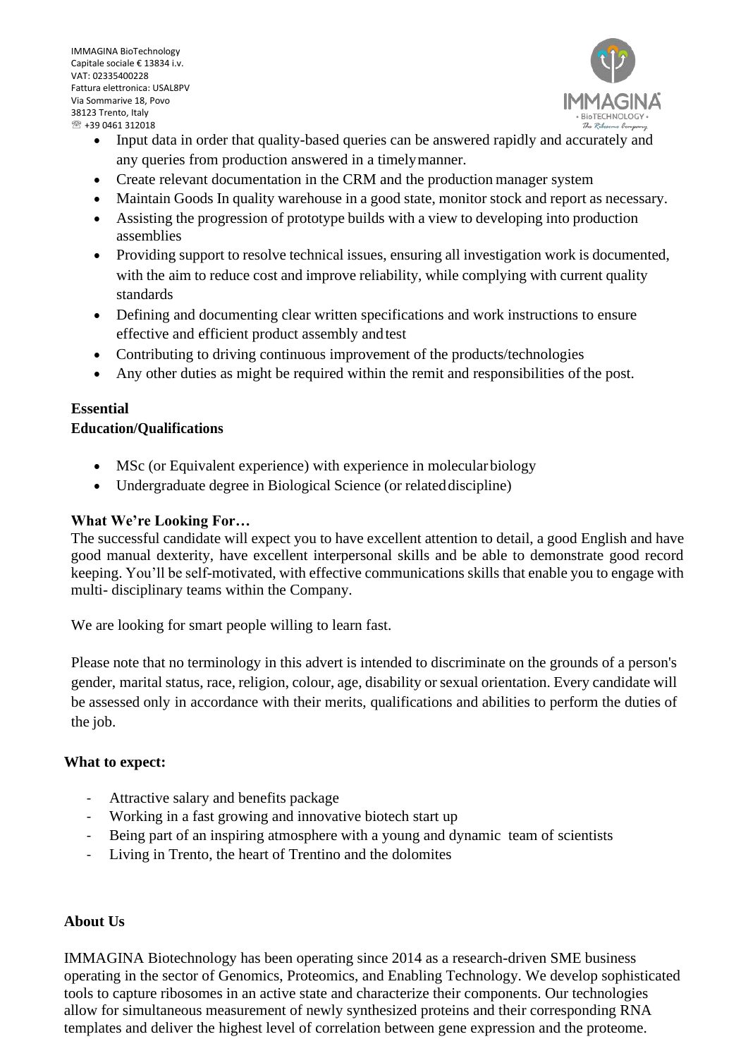- Input data in order that quality-based queries can be answered rapidly and accurately and any queries from production answered in a timely manner.
- Create relevant documentation in the CRM and the production manager system
- Maintain Goods In quality warehouse in a good state, monitor stock and report as necessary.
- Assisting the progression of prototype builds with a view to developing into production assemblies
- Providing support to resolve technical issues, ensuring all investigation work is documented, with the aim to reduce cost and improve reliability, while complying with current quality standards
- Defining and documenting clear written specifications and work instructions to ensure effective and efficient product assembly and test
- Contributing to driving continuous improvement of the products/technologies
- Any other duties as might be required within the remit and responsibilities of the post.

**Essential**

**Education/Qualifications**

- MSc (or Equivalent experience) with experience in molecular biology
- Undergraduate degree in Biological Science (or related discipline)

**What We're Looking For…**

The successful candidate will expect you to have excellent attention to detail, a good English and have good manual dexterity, have excellent interpersonal skills and be able to demonstrate good record keeping. You'll be self-motivated, with effective communications skills that enable you to engage with multi- disciplinary teams within the Company.

We are looking for smart people willing to learn fast.

Please note that no terminology in this advert is intended to discriminate on the grounds of a person's gender, marital status, race, religion, colour, age, disability or sexual orientation. Every candidate will be assessed only in accordance with their merits, qualifications and abilities to perform the duties of the job.

**What to expect:**

- Attractive salary and benefits package
- Working in a fast growing and innovative biotech start up
- Being part of an inspiring atmosphere with a young and dynamic team of scientists
- Living in Trento, the heart of Trentino and the dolomites

**About Us**

IMMAGINA Biotechnology has been operating since 2014 as a research-driven SME business operating in the sector of Genomics, Proteomics, and Enabling Technology. We develop sophisticated tools to capture ribosomes in an active state and characterize their components. Our technologies allow for simultaneous measurement of newly synthesized proteins and their corresponding RNA templates and deliver the highest level of correlation between gene expression and the proteome.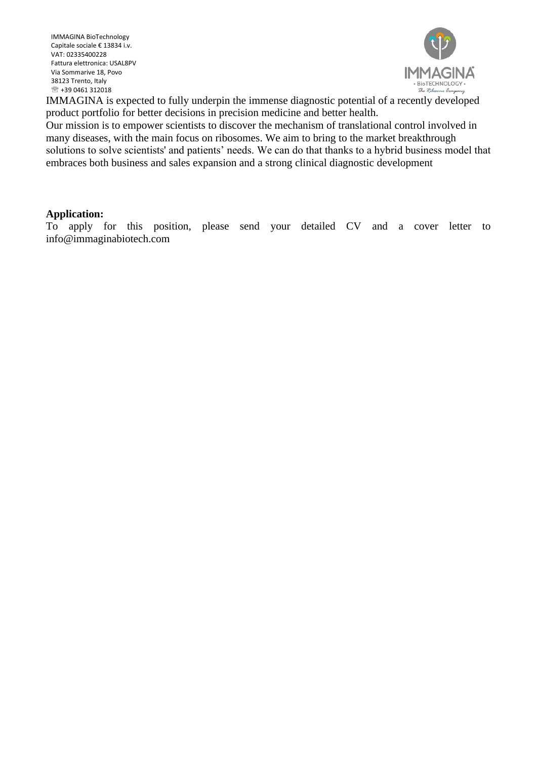IMMAGINA is expected to fully underpin the immense diagnostic potential of a recently developed product portfolio for better decisions in precision medicine and better health.

Our mission is to empower scientists to discover the mechanism of translational control involved in many diseases, with the main focus on ribosomes. We aim to bring to the market breakthrough solutions to solve scientists' and patients' needs. We can do that thanks to a hybrid business model that embraces both business and sales expansion and a strong clinical diagnostic development

**Application:**

To apply for this position, please send your detailed CV and a cover letter to info@immaginabiotech.com